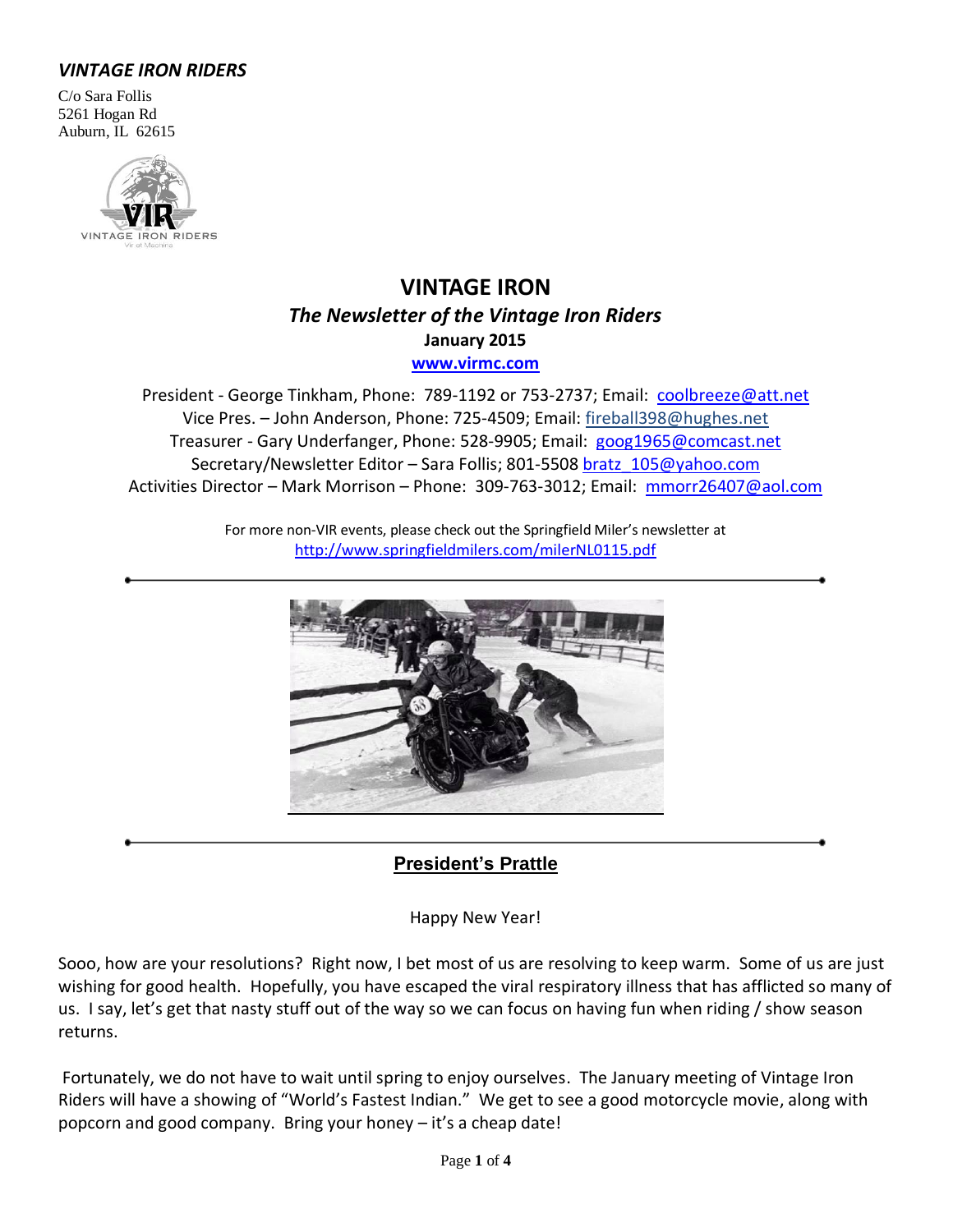***VINTAGE IRON RIDERS***

C/o Sara Follis
5261 Hogan Rd
Auburn, IL 62615

# VINTAGE IRON

## *The Newsletter of the Vintage Iron Riders*

**January 2015**

**www.virmc.com**

President - George Tinkham, Phone: 789-1192 or 753-2737; Email: coolbreeze@att.net
Vice Pres. – John Anderson, Phone: 725-4509; Email: fireball398@hughes.net
Treasurer - Gary Underfanger, Phone: 528-9905; Email: goog1965@comcast.net
Secretary/Newsletter Editor – Sara Follis; 801-5508 bratz_105@yahoo.com
Activities Director – Mark Morrison – Phone: 309-763-3012; Email: mmorr26407@aol.com

For more non-VIR events, please check out the Springfield Miler's newsletter at http://www.springfieldmilers.com/milerNL0115.pdf

---

## President's Prattle

Happy New Year!

Sooo, how are your resolutions? Right now, I bet most of us are resolving to keep warm. Some of us are just wishing for good health. Hopefully, you have escaped the viral respiratory illness that has afflicted so many of us. I say, let's get that nasty stuff out of the way so we can focus on having fun when riding / show season returns.

Fortunately, we do not have to wait until spring to enjoy ourselves. The January meeting of Vintage Iron Riders will have a showing of "World's Fastest Indian." We get to see a good motorcycle movie, along with popcorn and good company. Bring your honey – it's a cheap date!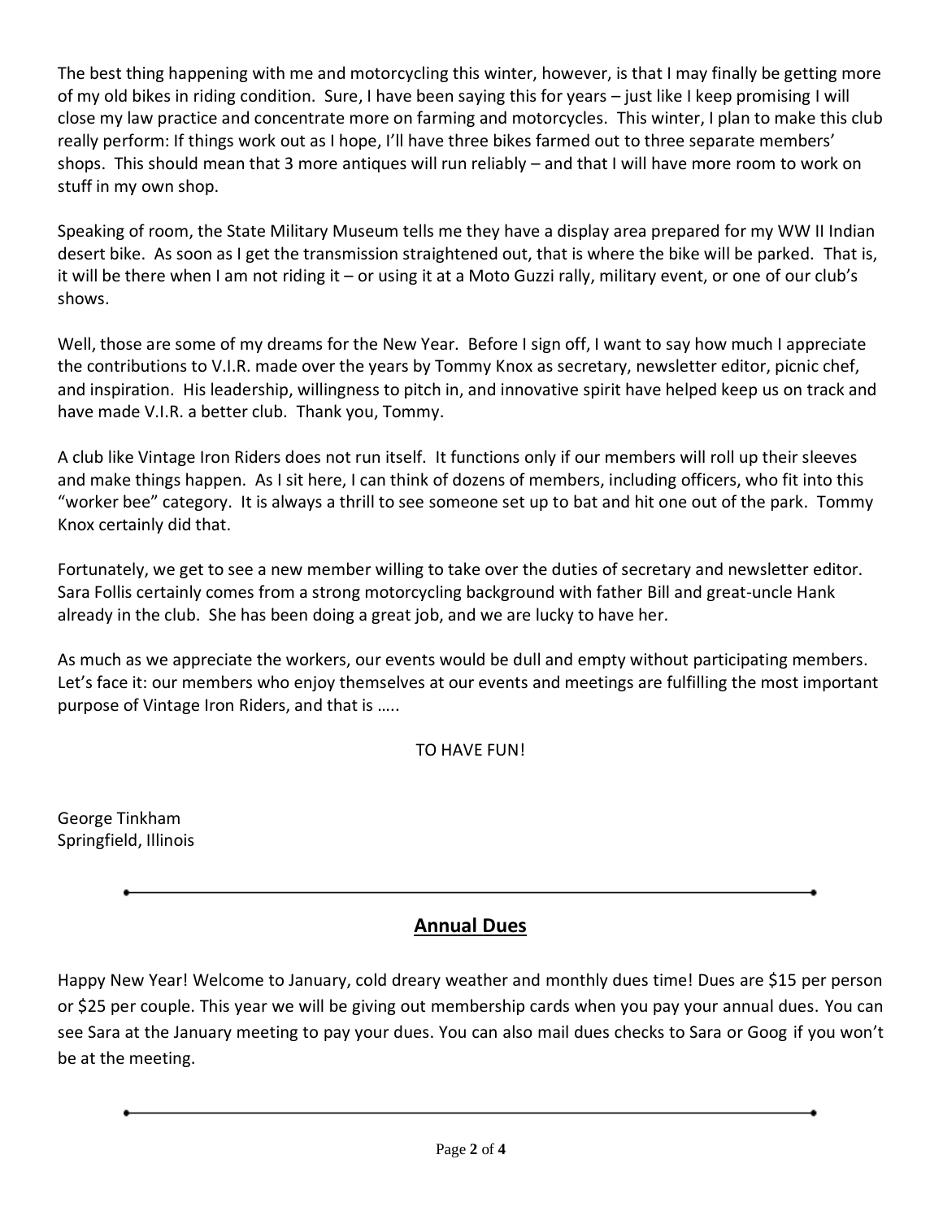The best thing happening with me and motorcycling this winter, however, is that I may finally be getting more of my old bikes in riding condition. Sure, I have been saying this for years – just like I keep promising I will close my law practice and concentrate more on farming and motorcycles. This winter, I plan to make this club really perform: If things work out as I hope, I'll have three bikes farmed out to three separate members' shops. This should mean that 3 more antiques will run reliably – and that I will have more room to work on stuff in my own shop.

Speaking of room, the State Military Museum tells me they have a display area prepared for my WW II Indian desert bike. As soon as I get the transmission straightened out, that is where the bike will be parked. That is, it will be there when I am not riding it – or using it at a Moto Guzzi rally, military event, or one of our club's shows.

Well, those are some of my dreams for the New Year. Before I sign off, I want to say how much I appreciate the contributions to V.I.R. made over the years by Tommy Knox as secretary, newsletter editor, picnic chef, and inspiration. His leadership, willingness to pitch in, and innovative spirit have helped keep us on track and have made V.I.R. a better club. Thank you, Tommy.

A club like Vintage Iron Riders does not run itself. It functions only if our members will roll up their sleeves and make things happen. As I sit here, I can think of dozens of members, including officers, who fit into this "worker bee" category. It is always a thrill to see someone set up to bat and hit one out of the park. Tommy Knox certainly did that.

Fortunately, we get to see a new member willing to take over the duties of secretary and newsletter editor. Sara Follis certainly comes from a strong motorcycling background with father Bill and great-uncle Hank already in the club. She has been doing a great job, and we are lucky to have her.

As much as we appreciate the workers, our events would be dull and empty without participating members. Let's face it: our members who enjoy themselves at our events and meetings are fulfilling the most important purpose of Vintage Iron Riders, and that is …..

TO HAVE FUN!

George Tinkham
Springfield, Illinois

---

## Annual Dues

Happy New Year! Welcome to January, cold dreary weather and monthly dues time! Dues are $15 per person or $25 per couple. This year we will be giving out membership cards when you pay your annual dues. You can see Sara at the January meeting to pay your dues. You can also mail dues checks to Sara or Goog if you won't be at the meeting.

---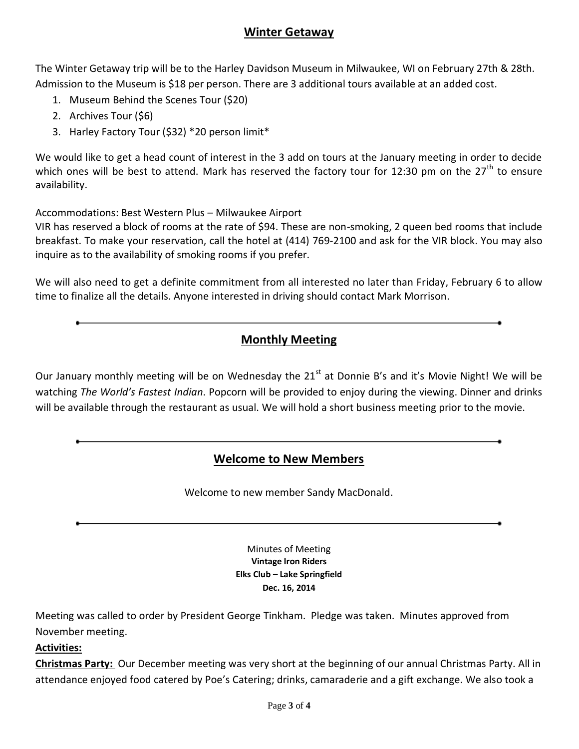## Winter Getaway

The Winter Getaway trip will be to the Harley Davidson Museum in Milwaukee, WI on February 27th & 28th. Admission to the Museum is $18 per person. There are 3 additional tours available at an added cost.

1. Museum Behind the Scenes Tour ($20)
2. Archives Tour ($6)
3. Harley Factory Tour ($32) *20 person limit*

We would like to get a head count of interest in the 3 add on tours at the January meeting in order to decide which ones will be best to attend. Mark has reserved the factory tour for 12:30 pm on the 27th to ensure availability.

Accommodations: Best Western Plus – Milwaukee Airport
VIR has reserved a block of rooms at the rate of $94. These are non-smoking, 2 queen bed rooms that include breakfast. To make your reservation, call the hotel at (414) 769-2100 and ask for the VIR block. You may also inquire as to the availability of smoking rooms if you prefer.

We will also need to get a definite commitment from all interested no later than Friday, February 6 to allow time to finalize all the details. Anyone interested in driving should contact Mark Morrison.

---

## Monthly Meeting

Our January monthly meeting will be on Wednesday the 21st at Donnie B's and it's Movie Night! We will be watching *The World's Fastest Indian*. Popcorn will be provided to enjoy during the viewing. Dinner and drinks will be available through the restaurant as usual. We will hold a short business meeting prior to the movie.

---

## Welcome to New Members

Welcome to new member Sandy MacDonald.

---

Minutes of Meeting
**Vintage Iron Riders**
**Elks Club – Lake Springfield**
**Dec. 16, 2014**

Meeting was called to order by President George Tinkham. Pledge was taken. Minutes approved from November meeting.

**Activities:**

**Christmas Party:** Our December meeting was very short at the beginning of our annual Christmas Party. All in attendance enjoyed food catered by Poe's Catering; drinks, camaraderie and a gift exchange. We also took a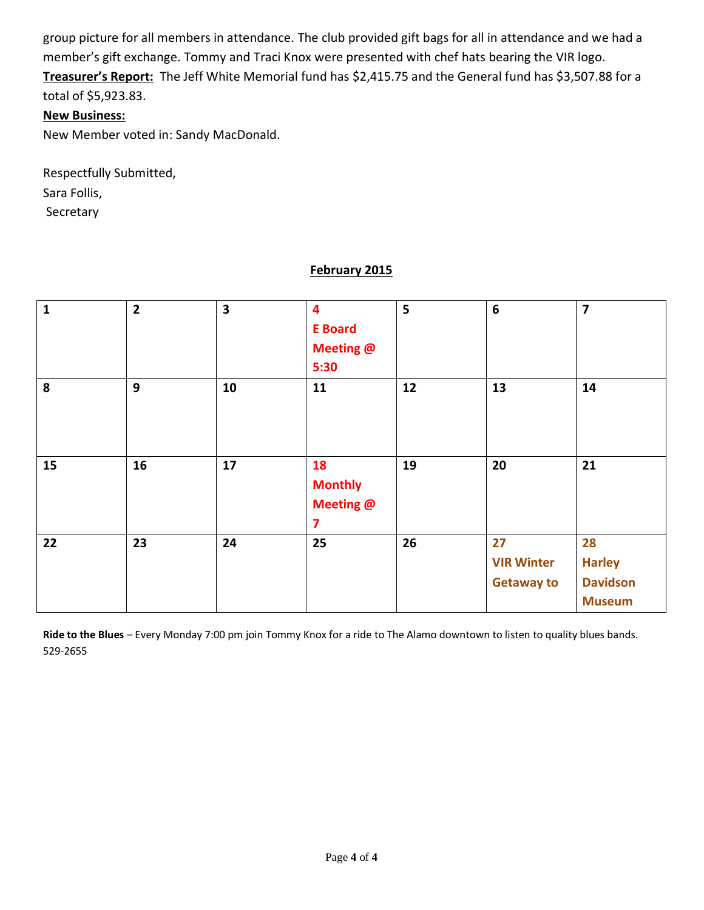group picture for all members in attendance. The club provided gift bags for all in attendance and we had a member's gift exchange. Tommy and Traci Knox were presented with chef hats bearing the VIR logo.

**Treasurer's Report:** The Jeff White Memorial fund has $2,415.75 and the General fund has $3,507.88 for a total of $5,923.83.

**New Business:**

New Member voted in: Sandy MacDonald.

Respectfully Submitted,
Sara Follis,
Secretary

## February 2015

| | | | | | | |
|---|---|---|---|---|---|---|
| **1** | **2** | **3** | **4 E Board Meeting @ 5:30** | **5** | **6** | **7** |
| **8** | **9** | **10** | **11** | **12** | **13** | **14** |
| **15** | **16** | **17** | **18 Monthly Meeting @ 7** | **19** | **20** | **21** |
| **22** | **23** | **24** | **25** | **26** | **27 VIR Winter Getaway to** | **28 Harley Davidson Museum** |

**Ride to the Blues** – Every Monday 7:00 pm join Tommy Knox for a ride to The Alamo downtown to listen to quality blues bands. 529-2655